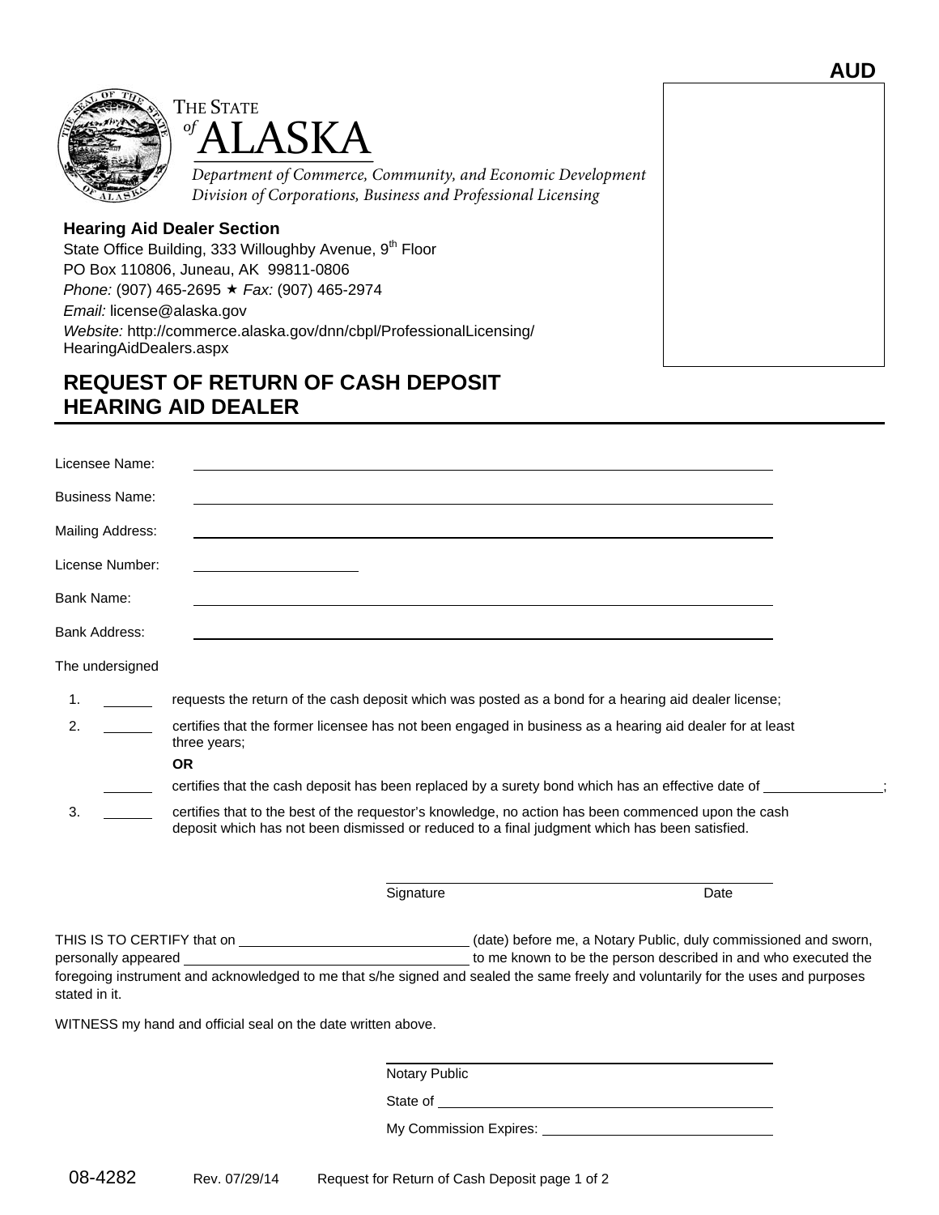**AUD**

THE STATE of ALASKA

*Department of Commerce, Community, and Economic Development*
*Division of Corporations, Business and Professional Licensing*

**Hearing Aid Dealer Section**
State Office Building, 333 Willoughby Avenue, 9th Floor
PO Box 110806, Juneau, AK 99811-0806
*Phone:* (907) 465-2695 ★ *Fax:* (907) 465-2974
*Email:* license@alaska.gov
*Website:* http://commerce.alaska.gov/dnn/cbpl/ProfessionalLicensing/HearingAidDealers.aspx

# REQUEST OF RETURN OF CASH DEPOSIT HEARING AID DEALER

Licensee Name: ______________________________________________

Business Name: ______________________________________________

Mailing Address: ______________________________________________

License Number: ____________________

Bank Name: ______________________________________________

Bank Address: ______________________________________________

The undersigned

1. ______ requests the return of the cash deposit which was posted as a bond for a hearing aid dealer license;
2. ______ certifies that the former licensee has not been engaged in business as a hearing aid dealer for at least three years;

   **OR**

   ______ certifies that the cash deposit has been replaced by a surety bond which has an effective date of ______________;
3. ______ certifies that to the best of the requestor's knowledge, no action has been commenced upon the cash deposit which has not been dismissed or reduced to a final judgment which has been satisfied.

______________________________________________
Signature                                        Date

THIS IS TO CERTIFY that on ____________________ (date) before me, a Notary Public, duly commissioned and sworn, personally appeared ____________________________ to me known to be the person described in and who executed the foregoing instrument and acknowledged to me that s/he signed and sealed the same freely and voluntarily for the uses and purposes stated in it.

WITNESS my hand and official seal on the date written above.

______________________________________________
Notary Public

State of ______________________________________

My Commission Expires: ________________________

08-4282 Rev. 07/29/14 Request for Return of Cash Deposit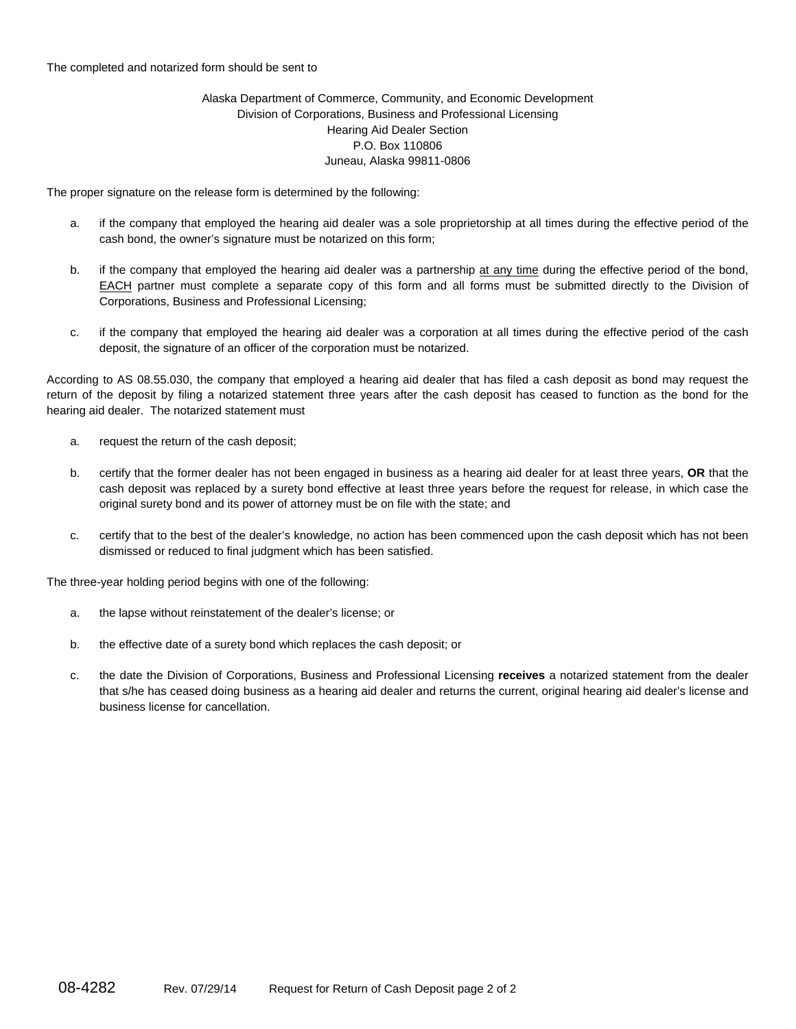The completed and notarized form should be sent to

Alaska Department of Commerce, Community, and Economic Development
Division of Corporations, Business and Professional Licensing
Hearing Aid Dealer Section
P.O. Box 110806
Juneau, Alaska 99811-0806

The proper signature on the release form is determined by the following:

a. if the company that employed the hearing aid dealer was a sole proprietorship at all times during the effective period of the cash bond, the owner's signature must be notarized on this form;

b. if the company that employed the hearing aid dealer was a partnership <u>at any time</u> during the effective period of the bond, <u>EACH</u> partner must complete a separate copy of this form and all forms must be submitted directly to the Division of Corporations, Business and Professional Licensing;

c. if the company that employed the hearing aid dealer was a corporation at all times during the effective period of the cash deposit, the signature of an officer of the corporation must be notarized.

According to AS 08.55.030, the company that employed a hearing aid dealer that has filed a cash deposit as bond may request the return of the deposit by filing a notarized statement three years after the cash deposit has ceased to function as the bond for the hearing aid dealer. The notarized statement must

a. request the return of the cash deposit;

b. certify that the former dealer has not been engaged in business as a hearing aid dealer for at least three years, **OR** that the cash deposit was replaced by a surety bond effective at least three years before the request for release, in which case the original surety bond and its power of attorney must be on file with the state; and

c. certify that to the best of the dealer's knowledge, no action has been commenced upon the cash deposit which has not been dismissed or reduced to final judgment which has been satisfied.

The three-year holding period begins with one of the following:

a. the lapse without reinstatement of the dealer's license; or

b. the effective date of a surety bond which replaces the cash deposit; or

c. the date the Division of Corporations, Business and Professional Licensing **receives** a notarized statement from the dealer that s/he has ceased doing business as a hearing aid dealer and returns the current, original hearing aid dealer's license and business license for cancellation.